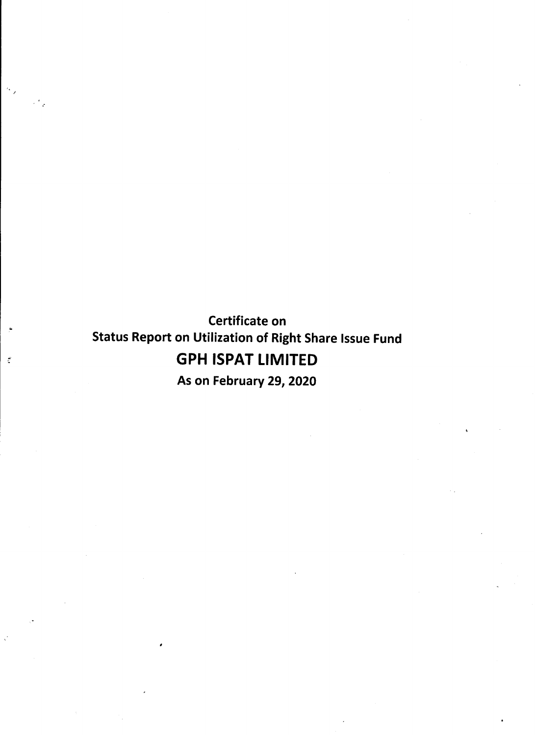# Certificate on
# Status Report on Utilization of Right Share Issue Fund
# GPH ISPAT LIMITED
## As on February 29, 2020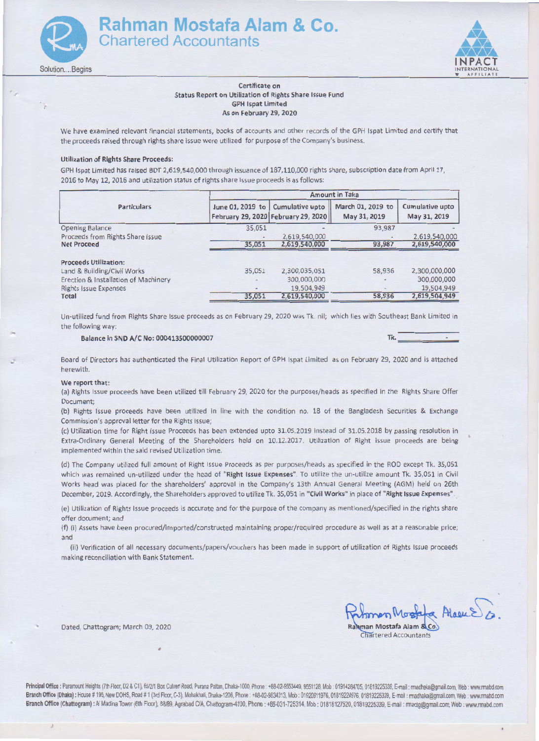# Rahman Mostafa Alam & Co.
## Chartered Accountants

Solution....Begins

INPACT INTERNATIONAL AFFILIATE

**Certificate on**
**Status Report on Utilization of Rights Share Issue Fund**
**GPH Ispat Limited**
**As on February 29, 2020**

We have examined relevant financial statements, books of accounts and other records of the GPH Ispat Limited and certify that the proceeds raised through rights share issue were utilized for purpose of the Company's business.

**Utilization of Rights Share Proceeds:**

GPH Ispat Limited has raised BDT 2,619,540,000 through issuance of 187,110,000 rights share, subscription date from April 17, 2016 to May 12, 2016 and utilization status of rights share issue proceeds is as follows:

| Particulars | Amount in Taka | | | |
|---|---|---|---|---|
| | June 01, 2019 to February 29, 2020 | Cumulative upto February 29, 2020 | March 01, 2019 to May 31, 2019 | Cumulative upto May 31, 2019 |
| Opening Balance | 35,051 | - | 93,987 | - |
| Proceeds from Rights Share Issue | - | 2,619,540,000 | - | 2,619,540,000 |
| **Net Proceed** | 35,051 | 2,619,540,000 | 93,987 | 2,619,540,000 |
| **Proceeds Utilization:** | | | | |
| Land & Building/Civil Works | 35,051 | 2,300,035,051 | 58,936 | 2,300,000,000 |
| Erection & Installation of Machinery | - | 300,000,000 | - | 300,000,000 |
| Rights Issue Expenses | - | 19,504,949 | - | 19,504,949 |
| **Total** | 35,051 | 2,619,540,000 | 58,936 | 2,619,504,949 |

Un-utilized fund from Rights Share Issue proceeds as on February 29, 2020 was Tk. nil; which lies with Southeast Bank Limited in the following way:

**Balance in SND A/C No: 000413500000007** Tk. -

Board of Directors has authenticated the Final Utilization Report of GPH Ispat Limited as on February 29, 2020 and is attached herewith.

**We report that:**

(a) Rights Issue proceeds have been utilized till February 29, 2020 for the purposes/heads as specified in the Rights Share Offer Document;

(b) Rights Issue proceeds have been utilized in line with the condition no. 18 of the Bangladesh Securities & Exchange Commission's approval letter for the Rights Issue;

(c) Utilization time for Right Issue Proceeds has been extended upto 31.05.2019 instead of 31.05.2018 by passing resolution in Extra-Ordinary General Meeting of the Shareholders held on 10.12.2017. Utilization of Right issue proceeds are being implemented within the said revised Utilization time.

(d) The Company utilized full amount of Right Issue Proceeds as per purposes/heads as specified in the ROD except Tk. 35,051 which was remained un-utilized under the head of "**Right Issue Expenses**". To utilize the un-utilize amount Tk. 35,051 in Civil Works head was placed for the shareholders' approval in the Company's 13th Annual General Meeting (AGM) held on 26th December, 2019. Accordingly, the Shareholders approved to utilize Tk. 35,051 in "**Civil Works**" in place of "**Right Issue Expenses**".

(e) Utilization of Rights Issue proceeds is accurate and for the purpose of the company as mentioned/specified in the rights share offer document; and

(f) (i) Assets have been procured/imported/constructed maintaining proper/required procedure as well as at a reasonable price; and

(ii) Verification of all necessary documents/papers/vouchers has been made in support of utilization of Rights Issue proceeds making reconciliation with Bank Statement.

Dated, Chattogram; March 03, 2020

Rahman Mostafa Alam & Co.
Chartered Accountants

**Principal Office :** Paramount Heights (7th Floor, D2 & C1), 65/2/1 Box Culvert Road, Purana Paltan, Dhaka-1000, Phone : +88-02-9553449, 9551128, Mob : 01914284705, 01819225339, E-mail : rmadhaka@gmail.com, Web : www.rmabd.com
**Branch Office (Dhaka) :** House # 195, New DOHS, Road # 1 (3rd Floor, C-3), Mohakhali, Dhaka-1206, Phone : +88-02-9834313, Mob : 01920911976, 01819224976, 01819225339, E-mail : rmadhaka@gmail.com, Web : www.rmabd.com
**Branch Office (Chattogram) :** Al Madina Tower (6th Floor), 88/89, Agrabad C/A, Chattogram-4100, Phone : +88-031-725314, Mob : 01818127520, 01819225339, E-mail : rmactg@gmail.com, Web : www.rmabd.com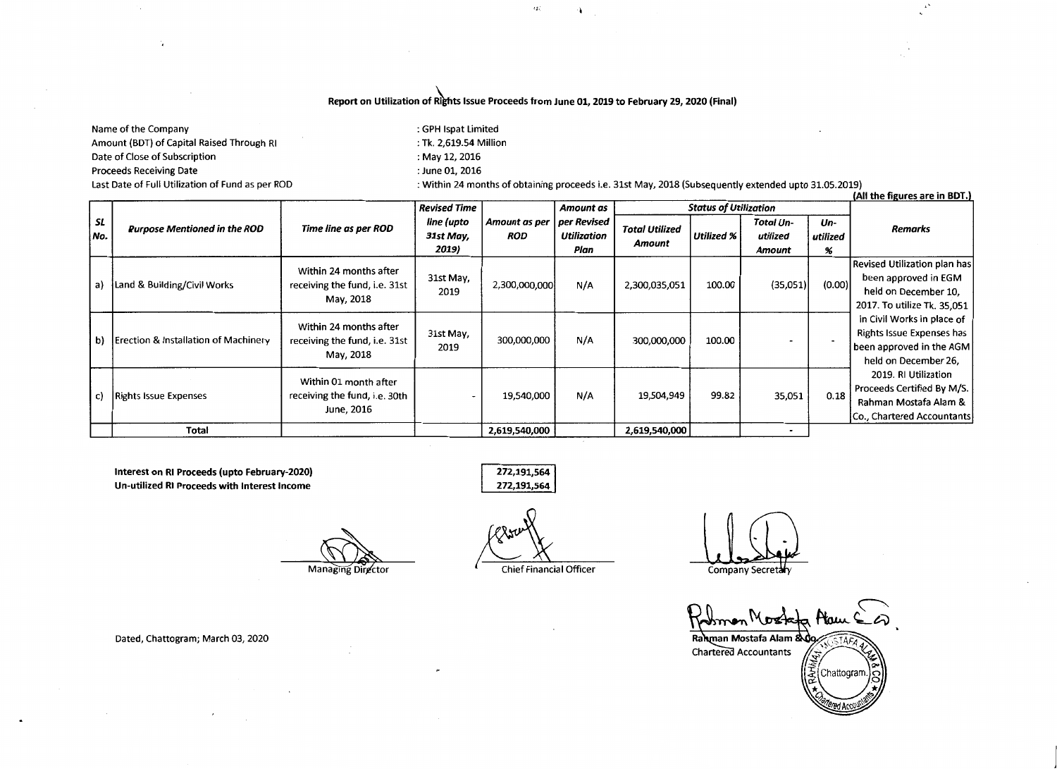## Report on Utilization of Rights Issue Proceeds from June 01, 2019 to February 29, 2020 (Final)

Name of the Company : GPH Ispat Limited
Amount (BDT) of Capital Raised Through RI : Tk. 2,619.54 Million
Date of Close of Subscription : May 12, 2016
Proceeds Receiving Date : June 01, 2016
Last Date of Full Utilization of Fund as per ROD : Within 24 months of obtaining proceeds i.e. 31st May, 2018 (Subsequently extended upto 31.05.2019)

(All the figures are in BDT.)

| SL No. | Purpose Mentioned in the ROD | Time line as per ROD | Revised Time line (upto 31st May, 2019) | Amount as per ROD | Amount as per Revised Utilization Plan | Status of Utilization | | | | Remarks |
|---|---|---|---|---|---|---|---|---|---|---|
| | | | | | | Total Utilized Amount | Utilized % | Total Un-utilized Amount | Un-utilized % | |
| a) | Land & Building/Civil Works | Within 24 months after receiving the fund, i.e. 31st May, 2018 | 31st May, 2019 | 2,300,000,000 | N/A | 2,300,035,051 | 100.00 | (35,051) | (0.00) | Revised Utilization plan has been approved in EGM held on December 10, 2017. To utilize Tk. 35,051 in Civil Works in place of Rights Issue Expenses has been approved in the AGM held on December 26, 2019. RI Utilization Proceeds Certified By M/S. Rahman Mostafa Alam & Co., Chartered Accountants |
| b) | Erection & Installation of Machinery | Within 24 months after receiving the fund, i.e. 31st May, 2018 | 31st May, 2019 | 300,000,000 | N/A | 300,000,000 | 100.00 | - | - | |
| c) | Rights Issue Expenses | Within 01 month after receiving the fund, i.e. 30th June, 2016 | - | 19,540,000 | N/A | 19,504,949 | 99.82 | 35,051 | 0.18 | |
| | Total | | | 2,619,540,000 | | 2,619,540,000 | | - | | |

| | |
|---|---|
| **Interest on RI Proceeds (upto February-2020)** | 272,191,564 |
| **Un-utilized RI Proceeds with Interest Income** | 272,191,564 |

Managing Director

Chief Financial Officer

Company Secretary

Rahman Mostafa Alam & Co.
Chartered Accountants
Chattogram

Dated, Chattogram; March 03, 2020